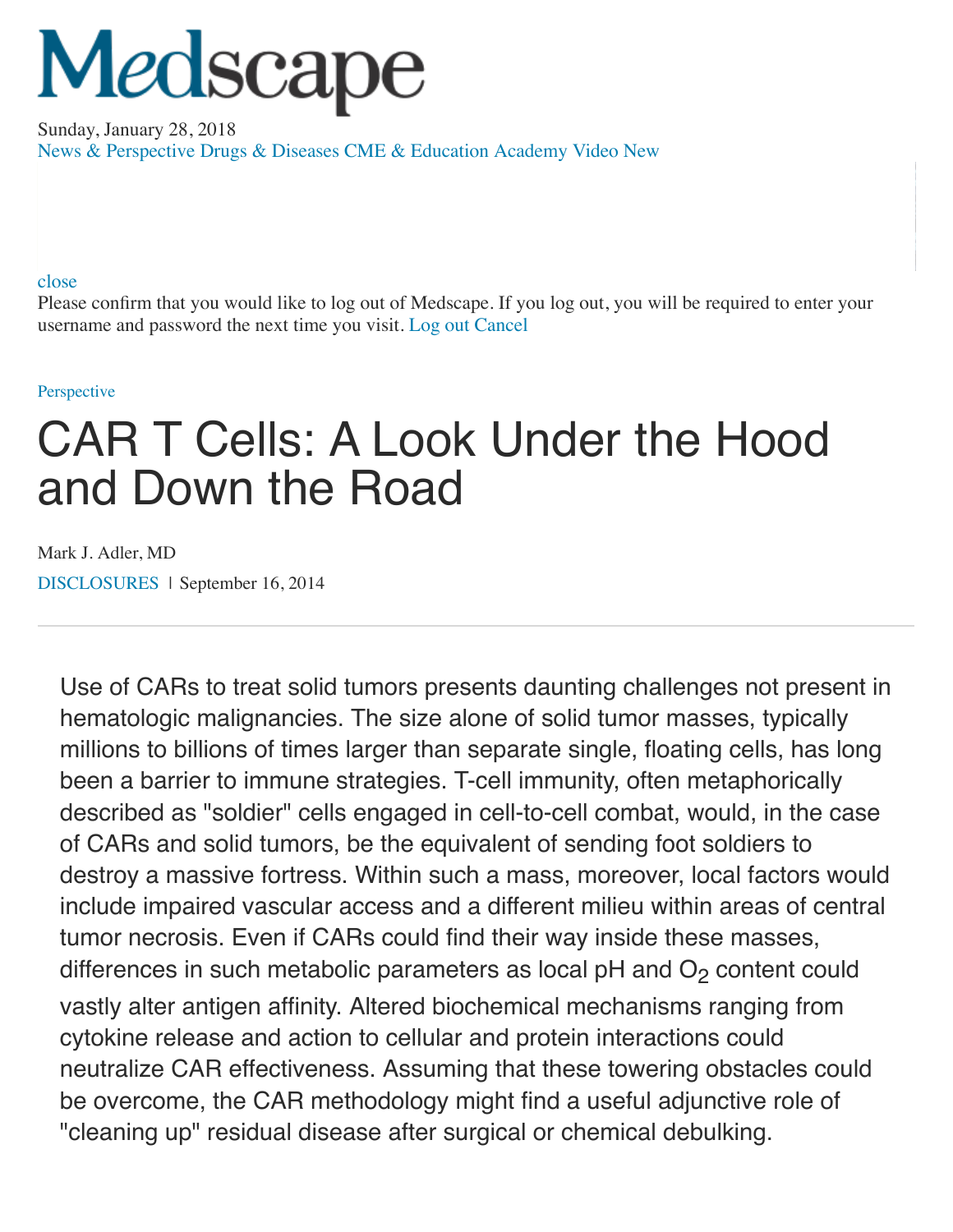# Medscape

Sunday, January 28, 2018

News & Perspective Drugs & Diseases CME & Education Academy Video New

close

Please confirm that you would like to log out of Medscape. If you log out, you will be required to enter your username and password the next time you visit. Log out Cancel

Perspective

# CAR T Cells: A Look Under the Hood and Down the Road

Mark J. Adler, MD

DISCLOSURES | September 16, 2014

Use of CARs to treat solid tumors presents daunting challenges not present in hematologic malignancies. The size alone of solid tumor masses, typically millions to billions of times larger than separate single, floating cells, has long been a barrier to immune strategies. T-cell immunity, often metaphorically described as "soldier" cells engaged in cell-to-cell combat, would, in the case of CARs and solid tumors, be the equivalent of sending foot soldiers to destroy a massive fortress. Within such a mass, moreover, local factors would include impaired vascular access and a different milieu within areas of central tumor necrosis. Even if CARs could find their way inside these masses, differences in such metabolic parameters as local pH and $O_2$ content could vastly alter antigen affinity. Altered biochemical mechanisms ranging from cytokine release and action to cellular and protein interactions could neutralize CAR effectiveness. Assuming that these towering obstacles could be overcome, the CAR methodology might find a useful adjunctive role of "cleaning up" residual disease after surgical or chemical debulking.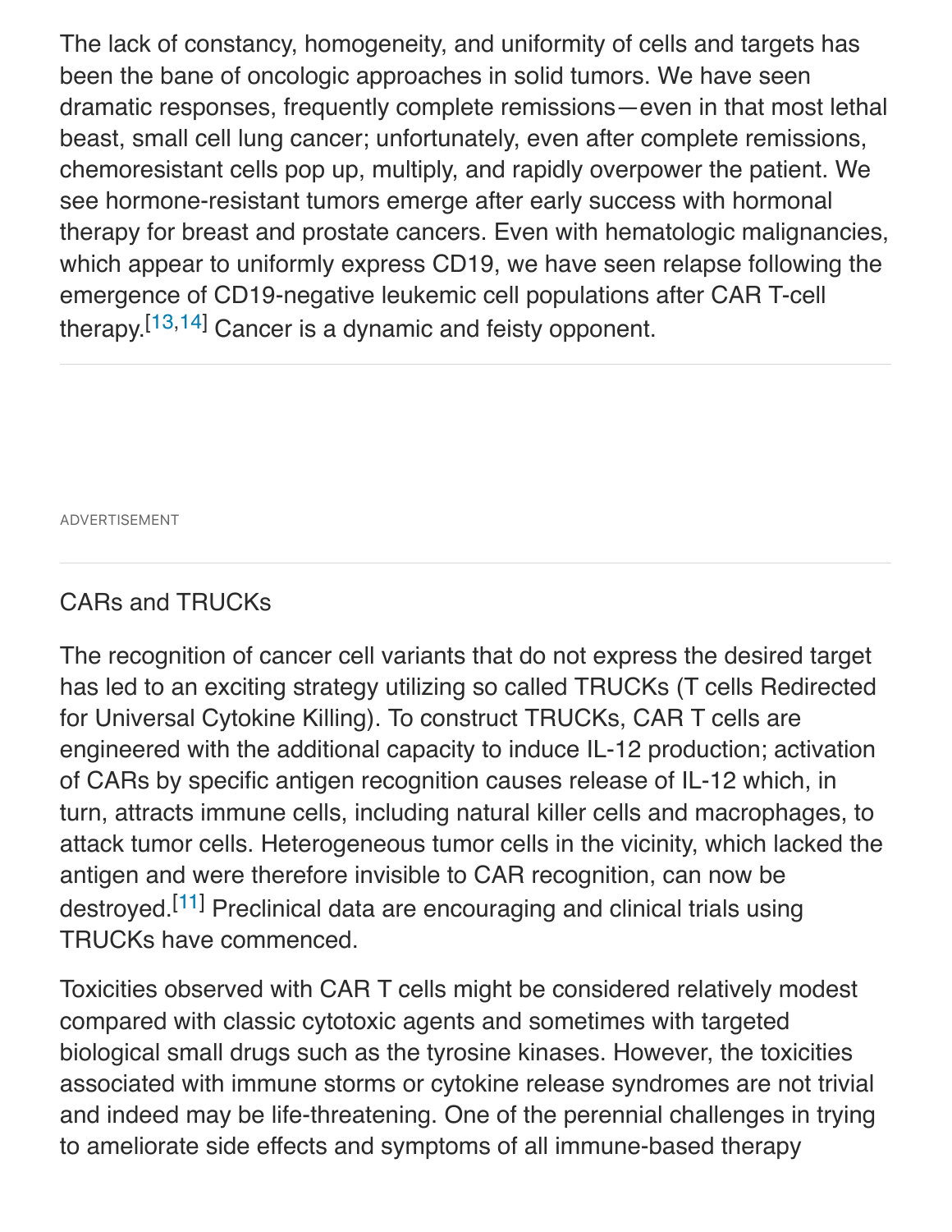The lack of constancy, homogeneity, and uniformity of cells and targets has been the bane of oncologic approaches in solid tumors. We have seen dramatic responses, frequently complete remissions—even in that most lethal beast, small cell lung cancer; unfortunately, even after complete remissions, chemoresistant cells pop up, multiply, and rapidly overpower the patient. We see hormone-resistant tumors emerge after early success with hormonal therapy for breast and prostate cancers. Even with hematologic malignancies, which appear to uniformly express CD19, we have seen relapse following the emergence of CD19-negative leukemic cell populations after CAR T-cell therapy.[13,14] Cancer is a dynamic and feisty opponent.

## CARs and TRUCKs

The recognition of cancer cell variants that do not express the desired target has led to an exciting strategy utilizing so called TRUCKs (T cells Redirected for Universal Cytokine Killing). To construct TRUCKs, CAR T cells are engineered with the additional capacity to induce IL-12 production; activation of CARs by specific antigen recognition causes release of IL-12 which, in turn, attracts immune cells, including natural killer cells and macrophages, to attack tumor cells. Heterogeneous tumor cells in the vicinity, which lacked the antigen and were therefore invisible to CAR recognition, can now be destroyed.[11] Preclinical data are encouraging and clinical trials using TRUCKs have commenced.

Toxicities observed with CAR T cells might be considered relatively modest compared with classic cytotoxic agents and sometimes with targeted biological small drugs such as the tyrosine kinases. However, the toxicities associated with immune storms or cytokine release syndromes are not trivial and indeed may be life-threatening. One of the perennial challenges in trying to ameliorate side effects and symptoms of all immune-based therapy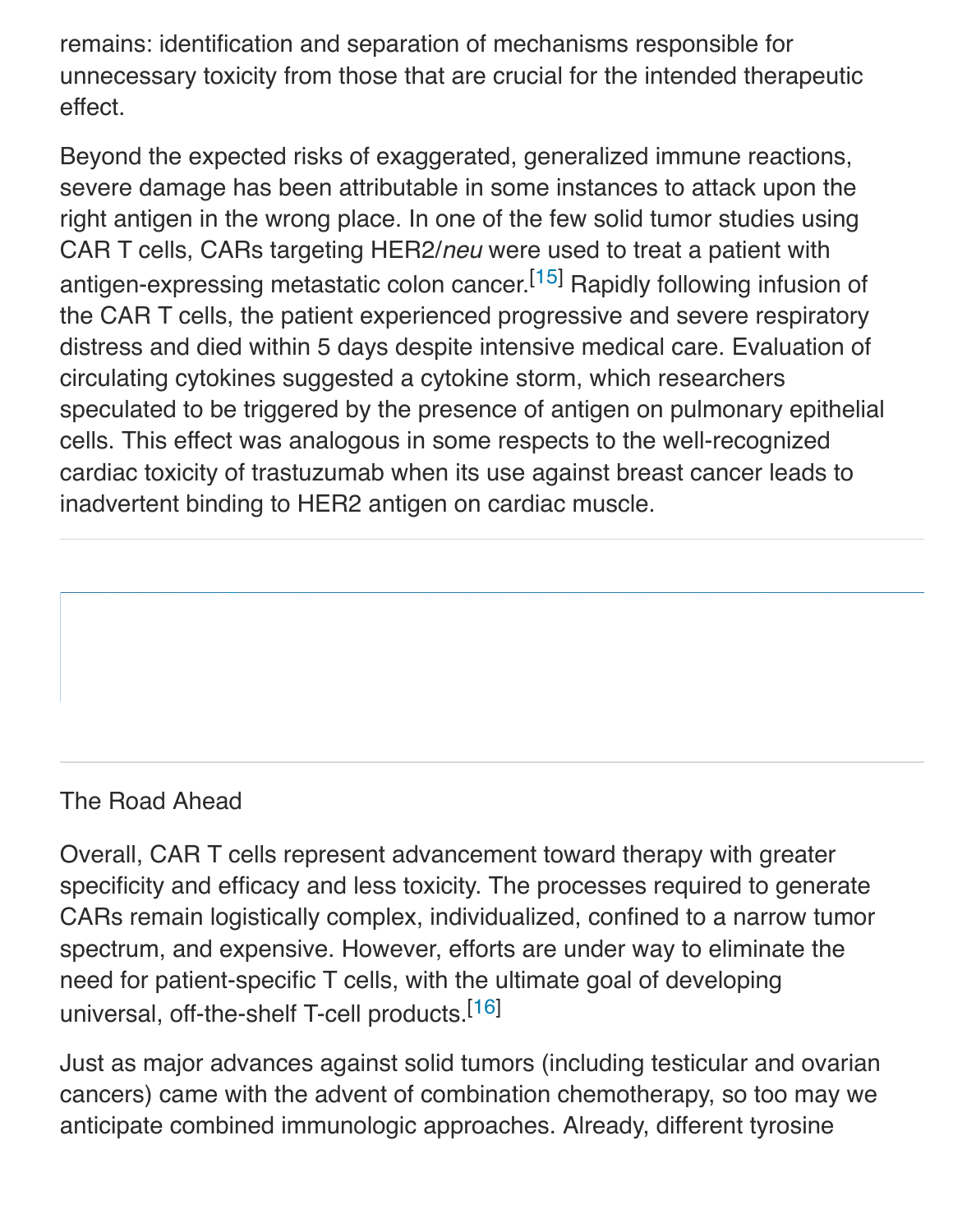remains: identification and separation of mechanisms responsible for unnecessary toxicity from those that are crucial for the intended therapeutic effect.

Beyond the expected risks of exaggerated, generalized immune reactions, severe damage has been attributable in some instances to attack upon the right antigen in the wrong place. In one of the few solid tumor studies using CAR T cells, CARs targeting HER2/*neu* were used to treat a patient with antigen-expressing metastatic colon cancer.[15] Rapidly following infusion of the CAR T cells, the patient experienced progressive and severe respiratory distress and died within 5 days despite intensive medical care. Evaluation of circulating cytokines suggested a cytokine storm, which researchers speculated to be triggered by the presence of antigen on pulmonary epithelial cells. This effect was analogous in some respects to the well-recognized cardiac toxicity of trastuzumab when its use against breast cancer leads to inadvertent binding to HER2 antigen on cardiac muscle.

## The Road Ahead

Overall, CAR T cells represent advancement toward therapy with greater specificity and efficacy and less toxicity. The processes required to generate CARs remain logistically complex, individualized, confined to a narrow tumor spectrum, and expensive. However, efforts are under way to eliminate the need for patient-specific T cells, with the ultimate goal of developing universal, off-the-shelf T-cell products.[16]

Just as major advances against solid tumors (including testicular and ovarian cancers) came with the advent of combination chemotherapy, so too may we anticipate combined immunologic approaches. Already, different tyrosine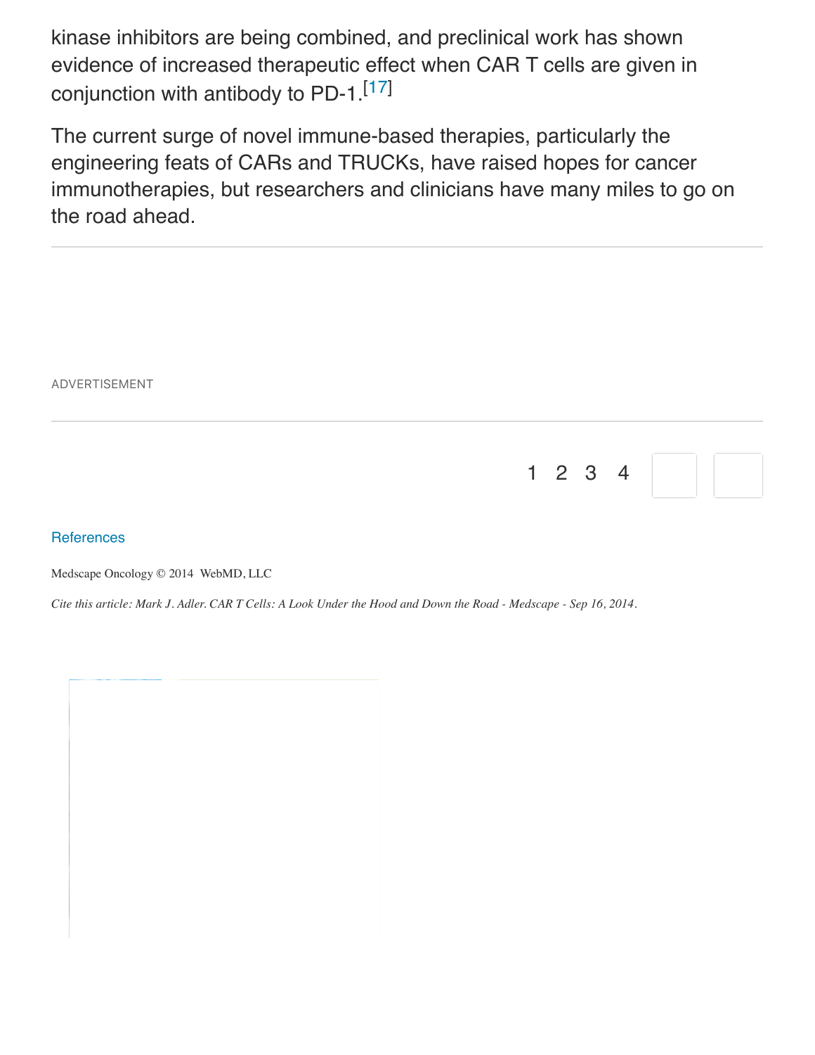kinase inhibitors are being combined, and preclinical work has shown evidence of increased therapeutic effect when CAR T cells are given in conjunction with antibody to PD-1.[17]

The current surge of novel immune-based therapies, particularly the engineering feats of CARs and TRUCKs, have raised hopes for cancer immunotherapies, but researchers and clinicians have many miles to go on the road ahead.

ADVERTISEMENT

References

Medscape Oncology © 2014 WebMD, LLC

*Cite this article: Mark J. Adler. CAR T Cells: A Look Under the Hood and Down the Road - Medscape - Sep 16, 2014.*